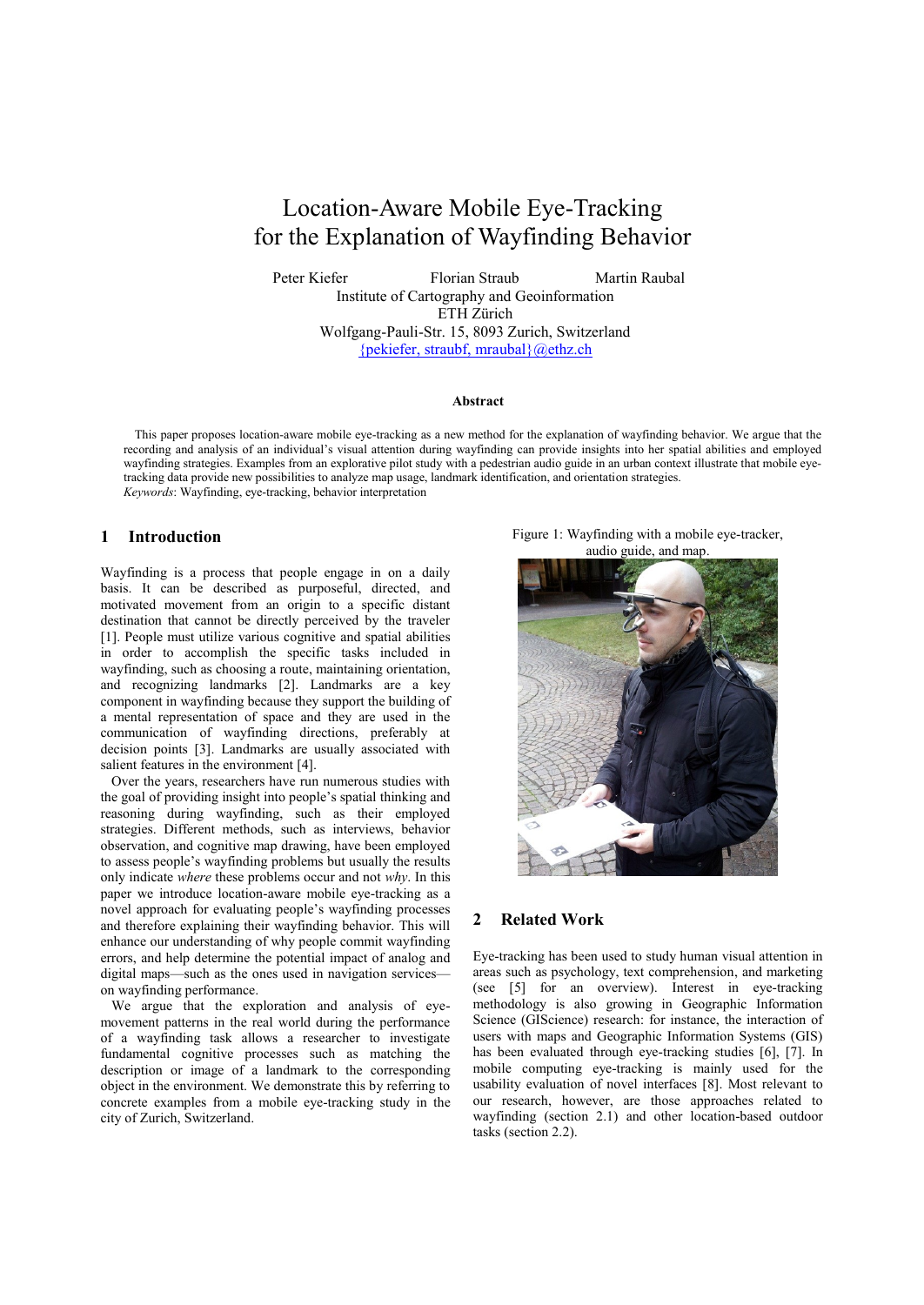# Location-Aware Mobile Eye-Tracking for the Explanation of Wayfinding Behavior

Peter Kiefer Florian Straub Martin Raubal

Institute of Cartography and Geoinformation
ETH Zürich
Wolfgang-Pauli-Str. 15, 8093 Zurich, Switzerland
{pekiefer, straubf, mraubal}@ethz.ch

**Abstract**

This paper proposes location-aware mobile eye-tracking as a new method for the explanation of wayfinding behavior. We argue that the recording and analysis of an individual's visual attention during wayfinding can provide insights into her spatial abilities and employed wayfinding strategies. Examples from an explorative pilot study with a pedestrian audio guide in an urban context illustrate that mobile eye-tracking data provide new possibilities to analyze map usage, landmark identification, and orientation strategies.
*Keywords*: Wayfinding, eye-tracking, behavior interpretation

## 1 Introduction

Wayfinding is a process that people engage in on a daily basis. It can be described as purposeful, directed, and motivated movement from an origin to a specific distant destination that cannot be directly perceived by the traveler [1]. People must utilize various cognitive and spatial abilities in order to accomplish the specific tasks included in wayfinding, such as choosing a route, maintaining orientation, and recognizing landmarks [2]. Landmarks are a key component in wayfinding because they support the building of a mental representation of space and they are used in the communication of wayfinding directions, preferably at decision points [3]. Landmarks are usually associated with salient features in the environment [4].

Over the years, researchers have run numerous studies with the goal of providing insight into people's spatial thinking and reasoning during wayfinding, such as their employed strategies. Different methods, such as interviews, behavior observation, and cognitive map drawing, have been employed to assess people's wayfinding problems but usually the results only indicate *where* these problems occur and not *why*. In this paper we introduce location-aware mobile eye-tracking as a novel approach for evaluating people's wayfinding processes and therefore explaining their wayfinding behavior. This will enhance our understanding of why people commit wayfinding errors, and help determine the potential impact of analog and digital maps—such as the ones used in navigation services—on wayfinding performance.

We argue that the exploration and analysis of eye-movement patterns in the real world during the performance of a wayfinding task allows a researcher to investigate fundamental cognitive processes such as matching the description or image of a landmark to the corresponding object in the environment. We demonstrate this by referring to concrete examples from a mobile eye-tracking study in the city of Zurich, Switzerland.

Figure 1: Wayfinding with a mobile eye-tracker, audio guide, and map.

## 2 Related Work

Eye-tracking has been used to study human visual attention in areas such as psychology, text comprehension, and marketing (see [5] for an overview). Interest in eye-tracking methodology is also growing in Geographic Information Science (GIScience) research: for instance, the interaction of users with maps and Geographic Information Systems (GIS) has been evaluated through eye-tracking studies [6], [7]. In mobile computing eye-tracking is mainly used for the usability evaluation of novel interfaces [8]. Most relevant to our research, however, are those approaches related to wayfinding (section 2.1) and other location-based outdoor tasks (section 2.2).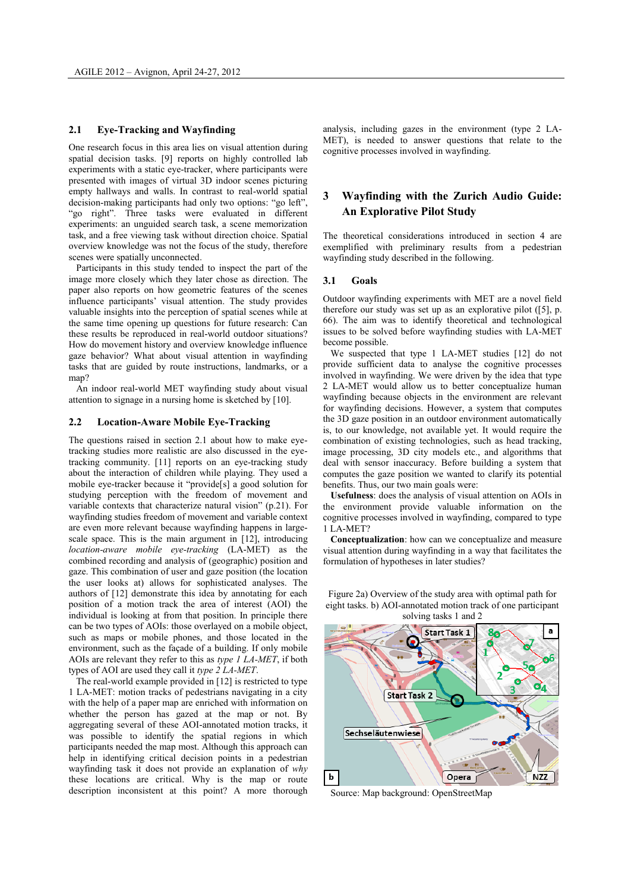## 2.1 Eye-Tracking and Wayfinding

One research focus in this area lies on visual attention during spatial decision tasks. [9] reports on highly controlled lab experiments with a static eye-tracker, where participants were presented with images of virtual 3D indoor scenes picturing empty hallways and walls. In contrast to real-world spatial decision-making participants had only two options: "go left", "go right". Three tasks were evaluated in different experiments: an unguided search task, a scene memorization task, and a free viewing task without direction choice. Spatial overview knowledge was not the focus of the study, therefore scenes were spatially unconnected.

Participants in this study tended to inspect the part of the image more closely which they later chose as direction. The paper also reports on how geometric features of the scenes influence participants' visual attention. The study provides valuable insights into the perception of spatial scenes while at the same time opening up questions for future research: Can these results be reproduced in real-world outdoor situations? How do movement history and overview knowledge influence gaze behavior? What about visual attention in wayfinding tasks that are guided by route instructions, landmarks, or a map?

An indoor real-world MET wayfinding study about visual attention to signage in a nursing home is sketched by [10].

## 2.2 Location-Aware Mobile Eye-Tracking

The questions raised in section 2.1 about how to make eye-tracking studies more realistic are also discussed in the eye-tracking community. [11] reports on an eye-tracking study about the interaction of children while playing. They used a mobile eye-tracker because it "provide[s] a good solution for studying perception with the freedom of movement and variable contexts that characterize natural vision" (p.21). For wayfinding studies freedom of movement and variable context are even more relevant because wayfinding happens in large-scale space. This is the main argument in [12], introducing *location-aware mobile eye-tracking* (LA-MET) as the combined recording and analysis of (geographic) position and gaze. This combination of user and gaze position (the location the user looks at) allows for sophisticated analyses. The authors of [12] demonstrate this idea by annotating for each position of a motion track the area of interest (AOI) the individual is looking at from that position. In principle there can be two types of AOIs: those overlayed on a mobile object, such as maps or mobile phones, and those located in the environment, such as the façade of a building. If only mobile AOIs are relevant they refer to this as *type 1 LA-MET*, if both types of AOI are used they call it *type 2 LA-MET*.

The real-world example provided in [12] is restricted to type 1 LA-MET: motion tracks of pedestrians navigating in a city with the help of a paper map are enriched with information on whether the person has gazed at the map or not. By aggregating several of these AOI-annotated motion tracks, it was possible to identify the spatial regions in which participants needed the map most. Although this approach can help in identifying critical decision points in a pedestrian wayfinding task it does not provide an explanation of *why* these locations are critical. Why is the map or route description inconsistent at this point? A more thorough analysis, including gazes in the environment (type 2 LA-MET), is needed to answer questions that relate to the cognitive processes involved in wayfinding.

# 3 Wayfinding with the Zurich Audio Guide: An Explorative Pilot Study

The theoretical considerations introduced in section 4 are exemplified with preliminary results from a pedestrian wayfinding study described in the following.

## 3.1 Goals

Outdoor wayfinding experiments with MET are a novel field therefore our study was set up as an explorative pilot ([5], p. 66). The aim was to identify theoretical and technological issues to be solved before wayfinding studies with LA-MET become possible.

We suspected that type 1 LA-MET studies [12] do not provide sufficient data to analyse the cognitive processes involved in wayfinding. We were driven by the idea that type 2 LA-MET would allow us to better conceptualize human wayfinding because objects in the environment are relevant for wayfinding decisions. However, a system that computes the 3D gaze position in an outdoor environment automatically is, to our knowledge, not available yet. It would require the combination of existing technologies, such as head tracking, image processing, 3D city models etc., and algorithms that deal with sensor inaccuracy. Before building a system that computes the gaze position we wanted to clarify its potential benefits. Thus, our two main goals were:

**Usefulness**: does the analysis of visual attention on AOIs in the environment provide valuable information on the cognitive processes involved in wayfinding, compared to type 1 LA-MET?

**Conceptualization**: how can we conceptualize and measure visual attention during wayfinding in a way that facilitates the formulation of hypotheses in later studies?

Figure 2a) Overview of the study area with optimal path for eight tasks. b) AOI-annotated motion track of one participant solving tasks 1 and 2

Source: Map background: OpenStreetMap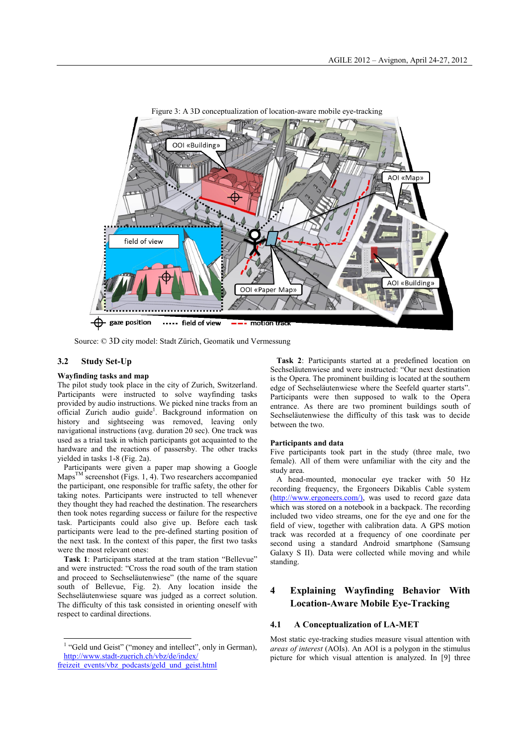Figure 3: A 3D conceptualization of location-aware mobile eye-tracking

Source: © 3D city model: Stadt Zürich, Geomatik und Vermessung

### 3.2 Study Set-Up

**Wayfinding tasks and map**

The pilot study took place in the city of Zurich, Switzerland. Participants were instructed to solve wayfinding tasks provided by audio instructions. We picked nine tracks from an official Zurich audio guide[1]. Background information on history and sightseeing was removed, leaving only navigational instructions (avg. duration 20 sec). One track was used as a trial task in which participants got acquainted to the hardware and the reactions of passersby. The other tracks yielded in tasks 1-8 (Fig. 2a).

Participants were given a paper map showing a Google Maps™ screenshot (Figs. 1, 4). Two researchers accompanied the participant, one responsible for traffic safety, the other for taking notes. Participants were instructed to tell whenever they thought they had reached the destination. The researchers then took notes regarding success or failure for the respective task. Participants could also give up. Before each task participants were lead to the pre-defined starting position of the next task. In the context of this paper, the first two tasks were the most relevant ones:

**Task 1**: Participants started at the tram station "Bellevue" and were instructed: "Cross the road south of the tram station and proceed to Sechseläutenwiese" (the name of the square south of Bellevue, Fig. 2). Any location inside the Sechseläutenwiese square was judged as a correct solution. The difficulty of this task consisted in orienting oneself with respect to cardinal directions.

**Task 2**: Participants started at a predefined location on Sechseläutenwiese and were instructed: "Our next destination is the Opera. The prominent building is located at the southern edge of Sechseläutenwiese where the Seefeld quarter starts". Participants were then supposed to walk to the Opera entrance. As there are two prominent buildings south of Sechseläutenwiese the difficulty of this task was to decide between the two.

**Participants and data**

Five participants took part in the study (three male, two female). All of them were unfamiliar with the city and the study area.

A head-mounted, monocular eye tracker with 50 Hz recording frequency, the Ergoneers Dikablis Cable system (http://www.ergoneers.com/), was used to record gaze data which was stored on a notebook in a backpack. The recording included two video streams, one for the eye and one for the field of view, together with calibration data. A GPS motion track was recorded at a frequency of one coordinate per second using a standard Android smartphone (Samsung Galaxy S II). Data were collected while moving and while standing.

## 4 Explaining Wayfinding Behavior With Location-Aware Mobile Eye-Tracking

### 4.1 A Conceptualization of LA-MET

Most static eye-tracking studies measure visual attention with *areas of interest* (AOIs). An AOI is a polygon in the stimulus picture for which visual attention is analyzed. In [9] three

[1] "Geld und Geist" ("money and intellect", only in German), http://www.stadt-zuerich.ch/vbz/de/index/freizeit_events/vbz_podcasts/geld_und_geist.html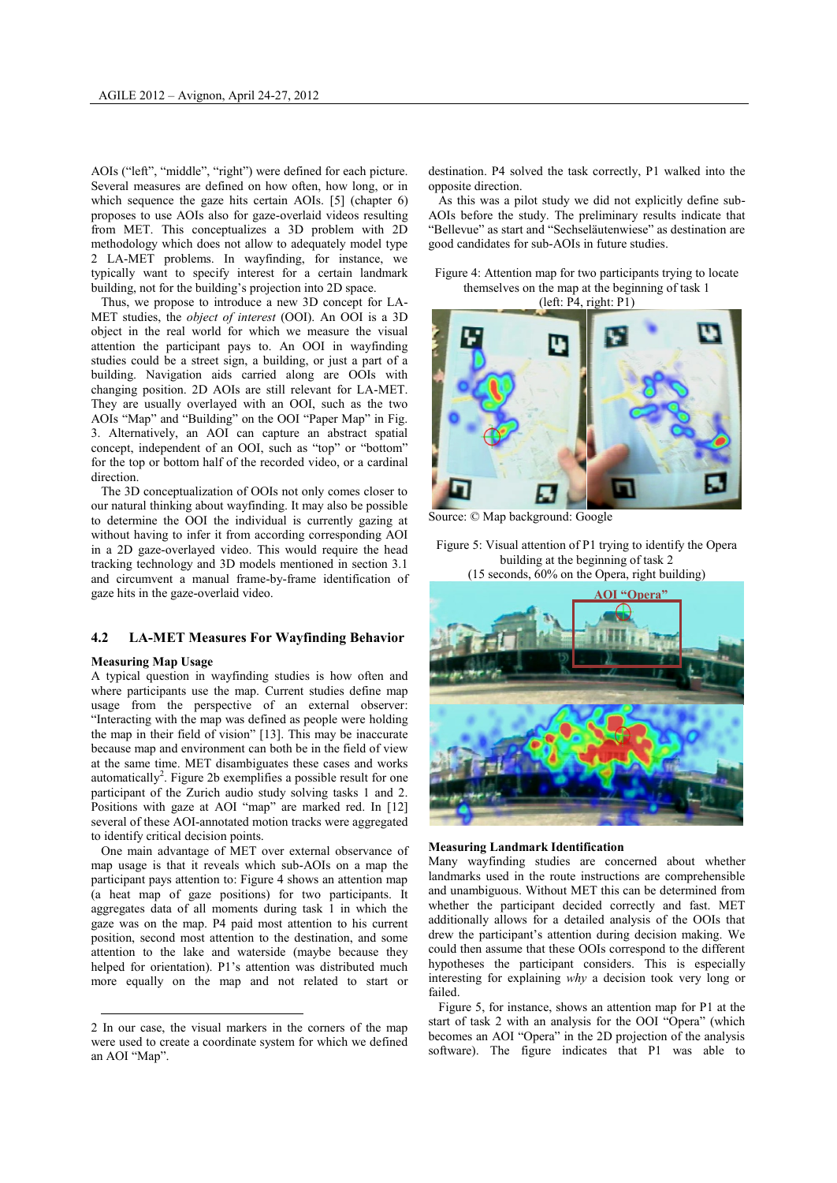AOIs (“left”, “middle”, “right”) were defined for each picture. Several measures are defined on how often, how long, or in which sequence the gaze hits certain AOIs. [5] (chapter 6) proposes to use AOIs also for gaze-overlaid videos resulting from MET. This conceptualizes a 3D problem with 2D methodology which does not allow to adequately model type 2 LA-MET problems. In wayfinding, for instance, we typically want to specify interest for a certain landmark building, not for the building’s projection into 2D space.

Thus, we propose to introduce a new 3D concept for LA-MET studies, the *object of interest* (OOI). An OOI is a 3D object in the real world for which we measure the visual attention the participant pays to. An OOI in wayfinding studies could be a street sign, a building, or just a part of a building. Navigation aids carried along are OOIs with changing position. 2D AOIs are still relevant for LA-MET. They are usually overlayed with an OOI, such as the two AOIs “Map” and “Building” on the OOI “Paper Map” in Fig. 3. Alternatively, an AOI can capture an abstract spatial concept, independent of an OOI, such as “top” or “bottom” for the top or bottom half of the recorded video, or a cardinal direction.

The 3D conceptualization of OOIs not only comes closer to our natural thinking about wayfinding. It may also be possible to determine the OOI the individual is currently gazing at without having to infer it from according corresponding AOI in a 2D gaze-overlayed video. This would require the head tracking technology and 3D models mentioned in section 3.1 and circumvent a manual frame-by-frame identification of gaze hits in the gaze-overlaid video.

## 4.2 LA-MET Measures For Wayfinding Behavior

### Measuring Map Usage

A typical question in wayfinding studies is how often and where participants use the map. Current studies define map usage from the perspective of an external observer: “Interacting with the map was defined as people were holding the map in their field of vision” [13]. This may be inaccurate because map and environment can both be in the field of view at the same time. MET disambiguates these cases and works automatically[2]. Figure 2b exemplifies a possible result for one participant of the Zurich audio study solving tasks 1 and 2. Positions with gaze at AOI “map” are marked red. In [12] several of these AOI-annotated motion tracks were aggregated to identify critical decision points.

One main advantage of MET over external observance of map usage is that it reveals which sub-AOIs on a map the participant pays attention to: Figure 4 shows an attention map (a heat map of gaze positions) for two participants. It aggregates data of all moments during task 1 in which the gaze was on the map. P4 paid most attention to his current position, second most attention to the destination, and some attention to the lake and waterside (maybe because they helped for orientation). P1’s attention was distributed much more equally on the map and not related to start or destination. P4 solved the task correctly, P1 walked into the opposite direction.

As this was a pilot study we did not explicitly define sub-AOIs before the study. The preliminary results indicate that “Bellevue” as start and “Sechseläutenwiese” as destination are good candidates for sub-AOIs in future studies.

Figure 4: Attention map for two participants trying to locate themselves on the map at the beginning of task 1 (left: P4, right: P1)

Source: © Map background: Google

Figure 5: Visual attention of P1 trying to identify the Opera building at the beginning of task 2 (15 seconds, 60% on the Opera, right building)

AOI “Opera”

### Measuring Landmark Identification

Many wayfinding studies are concerned about whether landmarks used in the route instructions are comprehensible and unambiguous. Without MET this can be determined from whether the participant decided correctly and fast. MET additionally allows for a detailed analysis of the OOIs that drew the participant’s attention during decision making. We could then assume that these OOIs correspond to the different hypotheses the participant considers. This is especially interesting for explaining *why* a decision took very long or failed.

Figure 5, for instance, shows an attention map for P1 at the start of task 2 with an analysis for the OOI “Opera” (which becomes an AOI “Opera” in the 2D projection of the analysis software). The figure indicates that P1 was able to

---

2 In our case, the visual markers in the corners of the map were used to create a coordinate system for which we defined an AOI “Map”.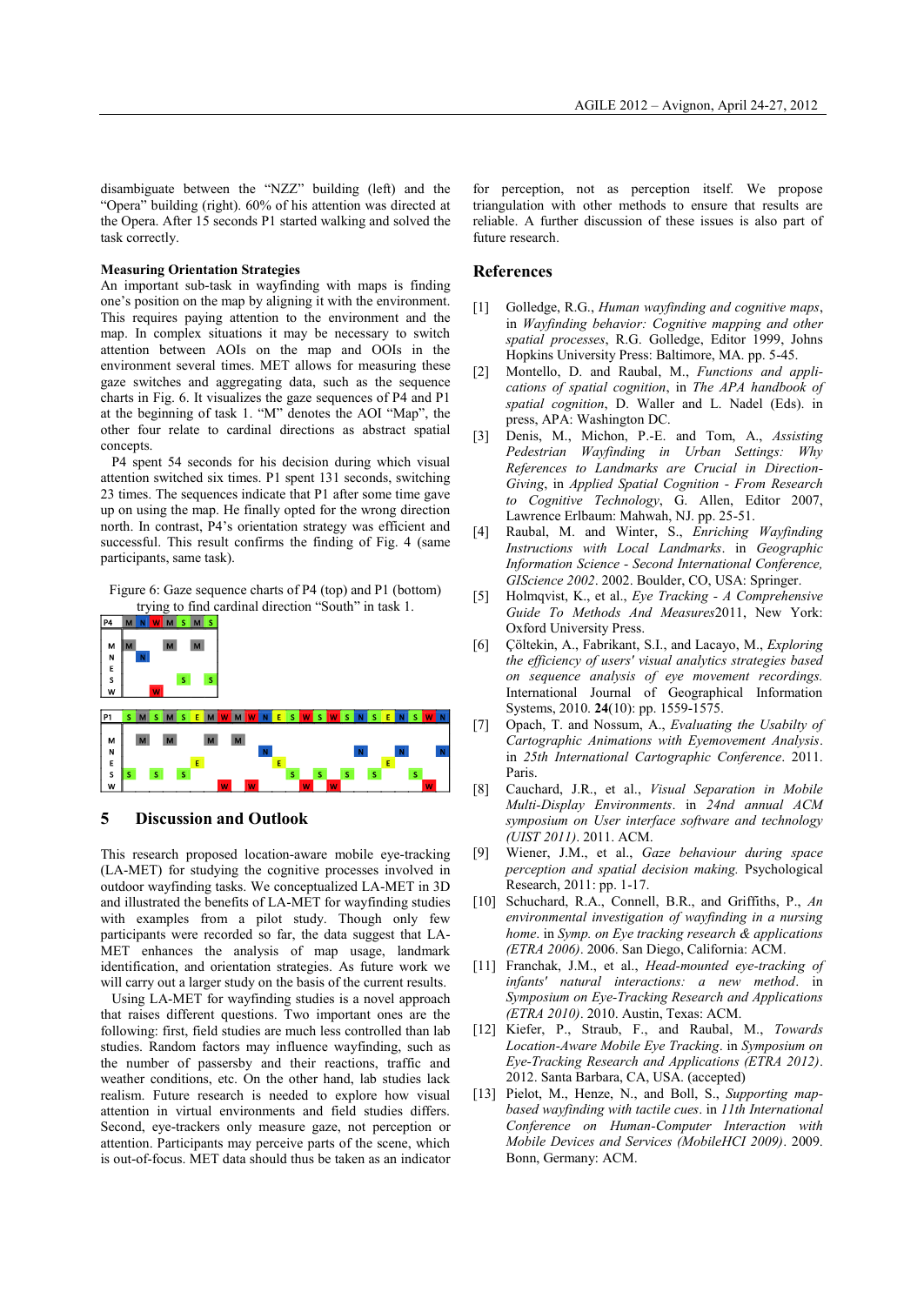disambiguate between the "NZZ" building (left) and the "Opera" building (right). 60% of his attention was directed at the Opera. After 15 seconds P1 started walking and solved the task correctly.

**Measuring Orientation Strategies**

An important sub-task in wayfinding with maps is finding one's position on the map by aligning it with the environment. This requires paying attention to the environment and the map. In complex situations it may be necessary to switch attention between AOIs on the map and OOIs in the environment several times. MET allows for measuring these gaze switches and aggregating data, such as the sequence charts in Fig. 6. It visualizes the gaze sequences of P4 and P1 at the beginning of task 1. "M" denotes the AOI "Map", the other four relate to cardinal directions as abstract spatial concepts.

P4 spent 54 seconds for his decision during which visual attention switched six times. P1 spent 131 seconds, switching 23 times. The sequences indicate that P1 after some time gave up on using the map. He finally opted for the wrong direction north. In contrast, P4's orientation strategy was efficient and successful. This result confirms the finding of Fig. 4 (same participants, same task).

Figure 6: Gaze sequence charts of P4 (top) and P1 (bottom) trying to find cardinal direction "South" in task 1.

P4 M N W M S M S

M N E S W

P1 S M S M S E M W M W N E S W S W S N S E N S W N

M N E S W

## 5 Discussion and Outlook

This research proposed location-aware mobile eye-tracking (LA-MET) for studying the cognitive processes involved in outdoor wayfinding tasks. We conceptualized LA-MET in 3D and illustrated the benefits of LA-MET for wayfinding studies with examples from a pilot study. Though only few participants were recorded so far, the results suggest that LA-MET enhances the analysis of map usage, landmark identification, and orientation strategies. As future work we will carry out a larger study on the basis of the current results.

Using LA-MET for wayfinding studies is a novel approach that raises different questions. Two important ones are the following: first, field studies are much less controlled than lab studies. Random factors may influence wayfinding, such as the number of passersby and their reactions, traffic and weather conditions, etc. On the other hand, lab studies lack realism. Future research is needed to explore how visual attention in virtual environments and field studies differs. Second, eye-trackers only measure gaze, not perception or attention. Participants may perceive parts of the scene, which is out-of-focus. MET data should thus be taken as an indicator for perception, not as perception itself. We propose triangulation with other methods to ensure that results are reliable. A further discussion of these issues is also part of future research.

## References

[1] Golledge, R.G., *Human wayfinding and cognitive maps*, in *Wayfinding behavior: Cognitive mapping and other spatial processes*, R.G. Golledge, Editor 1999, Johns Hopkins University Press: Baltimore, MA. pp. 5-45.

[2] Montello, D. and Raubal, M., *Functions and applications of spatial cognition*, in *The APA handbook of spatial cognition*, D. Waller and L. Nadel (Eds). in press, APA: Washington DC.

[3] Denis, M., Michon, P.-E. and Tom, A., *Assisting Pedestrian Wayfinding in Urban Settings: Why References to Landmarks are Crucial in Direction-Giving*, in *Applied Spatial Cognition - From Research to Cognitive Technology*, G. Allen, Editor 2007, Lawrence Erlbaum: Mahwah, NJ. pp. 25-51.

[4] Raubal, M. and Winter, S., *Enriching Wayfinding Instructions with Local Landmarks*. in *Geographic Information Science - Second International Conference, GIScience 2002*. 2002. Boulder, CO, USA: Springer.

[5] Holmqvist, K., et al., *Eye Tracking - A Comprehensive Guide To Methods And Measures*2011, New York: Oxford University Press.

[6] Çöltekin, A., Fabrikant, S.I., and Lacayo, M., *Exploring the efficiency of users' visual analytics strategies based on sequence analysis of eye movement recordings.* International Journal of Geographical Information Systems, 2010. **24**(10): pp. 1559-1575.

[7] Opach, T. and Nossum, A., *Evaluating the Usabilty of Cartographic Animations with Eyemovement Analysis*. in *25th International Cartographic Conference*. 2011. Paris.

[8] Cauchard, J.R., et al., *Visual Separation in Mobile Multi-Display Environments*. in *24nd annual ACM symposium on User interface software and technology (UIST 2011)*. 2011. ACM.

[9] Wiener, J.M., et al., *Gaze behaviour during space perception and spatial decision making.* Psychological Research, 2011: pp. 1-17.

[10] Schuchard, R.A., Connell, B.R., and Griffiths, P., *An environmental investigation of wayfinding in a nursing home*. in *Symp. on Eye tracking research & applications (ETRA 2006)*. 2006. San Diego, California: ACM.

[11] Franchak, J.M., et al., *Head-mounted eye-tracking of infants' natural interactions: a new method*. in *Symposium on Eye-Tracking Research and Applications (ETRA 2010)*. 2010. Austin, Texas: ACM.

[12] Kiefer, P., Straub, F., and Raubal, M., *Towards Location-Aware Mobile Eye Tracking*. in *Symposium on Eye-Tracking Research and Applications (ETRA 2012)*. 2012. Santa Barbara, CA, USA. (accepted)

[13] Pielot, M., Henze, N., and Boll, S., *Supporting map-based wayfinding with tactile cues*. in *11th International Conference on Human-Computer Interaction with Mobile Devices and Services (MobileHCI 2009)*. 2009. Bonn, Germany: ACM.